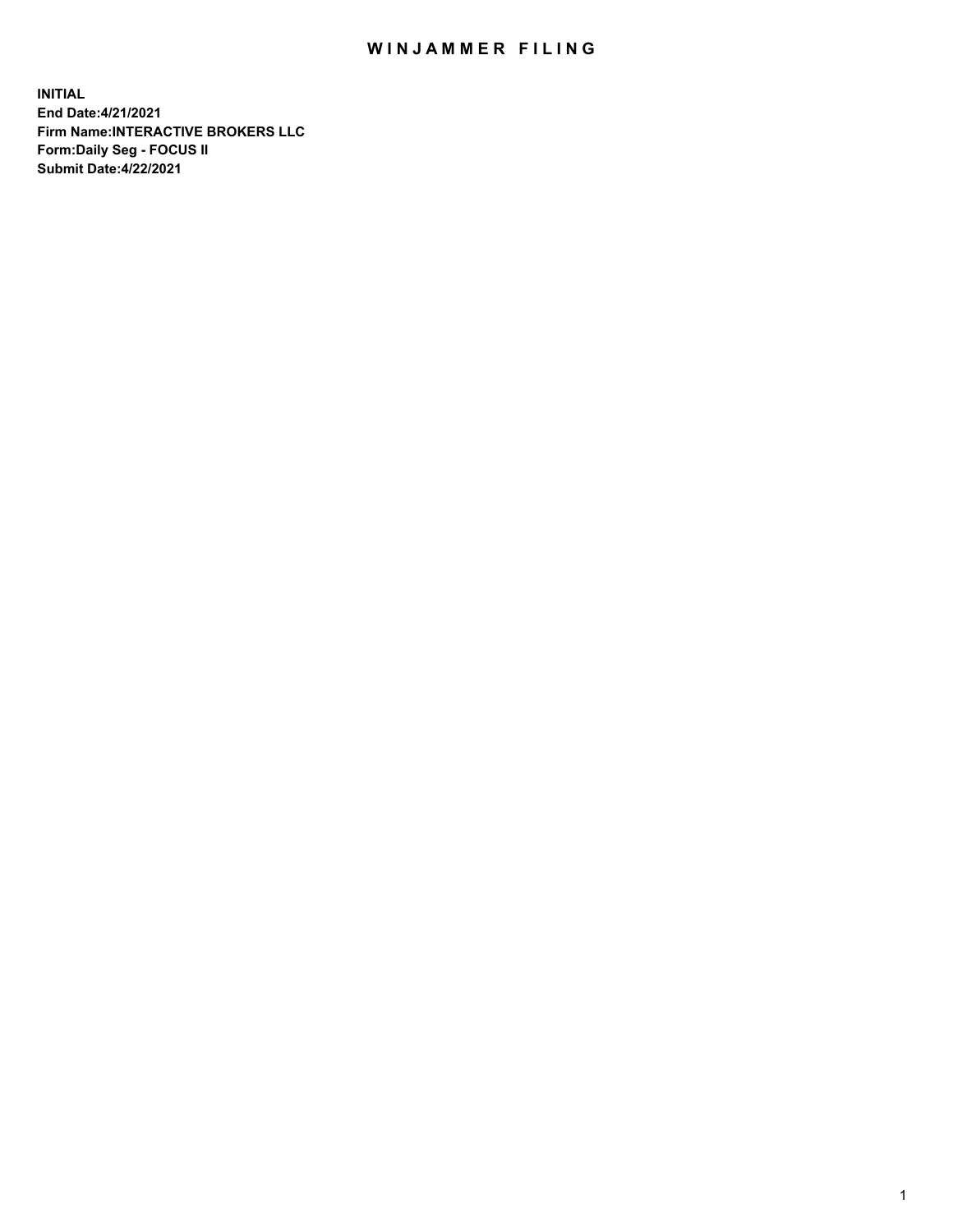# WINJAMMER FILING

**INITIAL**
**End Date:4/21/2021**
**Firm Name:INTERACTIVE BROKERS LLC**
**Form:Daily Seg - FOCUS II**
**Submit Date:4/22/2021**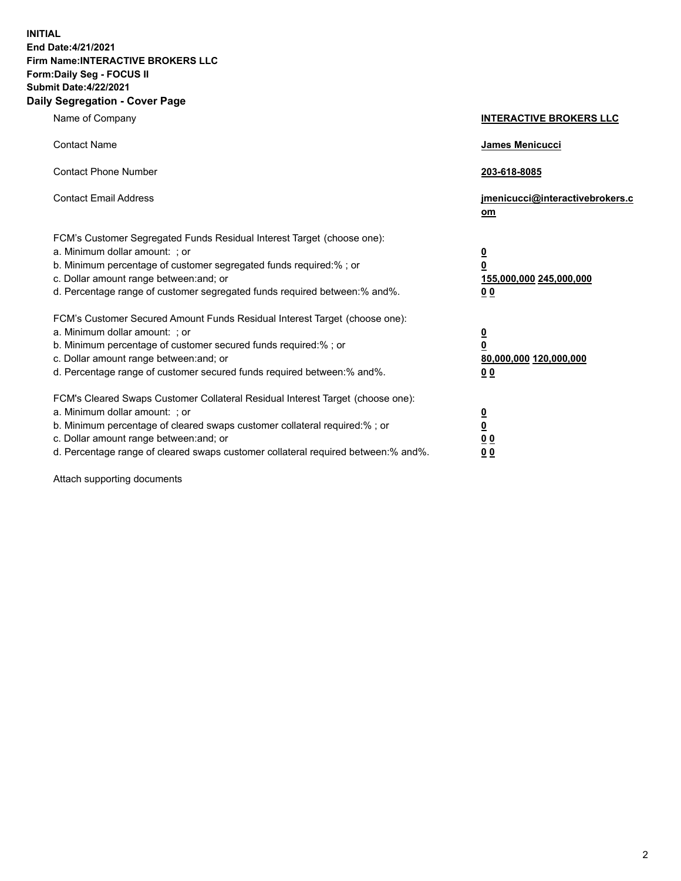**INITIAL**
**End Date:4/21/2021**
**Firm Name:INTERACTIVE BROKERS LLC**
**Form:Daily Seg - FOCUS II**
**Submit Date:4/22/2021**
**Daily Segregation - Cover Page**

| | |
|---|---|
| Name of Company | **INTERACTIVE BROKERS LLC** |
| Contact Name | **James Menicucci** |
| Contact Phone Number | **203-618-8085** |
| Contact Email Address | **jmenicucci@interactivebrokers.com** |
| FCM's Customer Segregated Funds Residual Interest Target (choose one): | |
| a. Minimum dollar amount: ; or | **0** |
| b. Minimum percentage of customer segregated funds required:% ; or | **0** |
| c. Dollar amount range between:and; or | **155,000,000 245,000,000** |
| d. Percentage range of customer segregated funds required between:% and%. | **0 0** |
| FCM's Customer Secured Amount Funds Residual Interest Target (choose one): | |
| a. Minimum dollar amount: ; or | **0** |
| b. Minimum percentage of customer secured funds required:% ; or | **0** |
| c. Dollar amount range between:and; or | **80,000,000 120,000,000** |
| d. Percentage range of customer secured funds required between:% and%. | **0 0** |
| FCM's Cleared Swaps Customer Collateral Residual Interest Target (choose one): | |
| a. Minimum dollar amount: ; or | **0** |
| b. Minimum percentage of cleared swaps customer collateral required:% ; or | **0** |
| c. Dollar amount range between:and; or | **0 0** |
| d. Percentage range of cleared swaps customer collateral required between:% and%. | **0 0** |

Attach supporting documents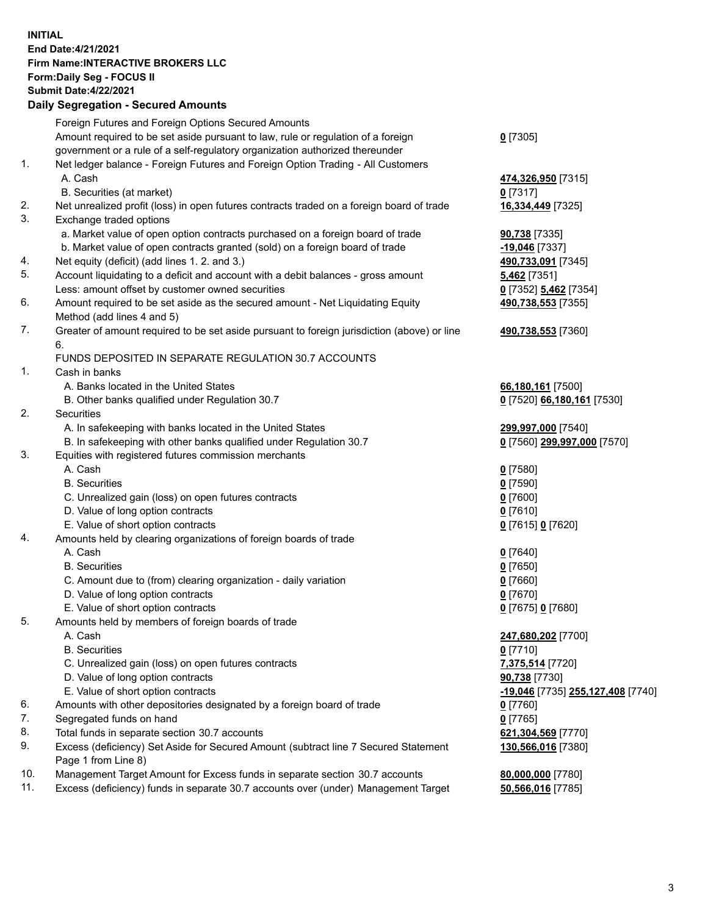**INITIAL**
**End Date:4/21/2021**
**Firm Name:INTERACTIVE BROKERS LLC**
**Form:Daily Seg - FOCUS II**
**Submit Date:4/22/2021**

**Daily Segregation - Secured Amounts**

| | | |
|---|---|---|
| | Foreign Futures and Foreign Options Secured Amounts | |
| | Amount required to be set aside pursuant to law, rule or regulation of a foreign government or a rule of a self-regulatory organization authorized thereunder | **0** [7305] |
| 1. | Net ledger balance - Foreign Futures and Foreign Option Trading - All Customers | |
| | A. Cash | **474,326,950** [7315] |
| | B. Securities (at market) | **0** [7317] |
| 2. | Net unrealized profit (loss) in open futures contracts traded on a foreign board of trade | **16,334,449** [7325] |
| 3. | Exchange traded options | |
| | a. Market value of open option contracts purchased on a foreign board of trade | **90,738** [7335] |
| | b. Market value of open contracts granted (sold) on a foreign board of trade | **-19,046** [7337] |
| 4. | Net equity (deficit) (add lines 1. 2. and 3.) | **490,733,091** [7345] |
| 5. | Account liquidating to a deficit and account with a debit balances - gross amount | **5,462** [7351] |
| | Less: amount offset by customer owned securities | **0** [7352] **5,462** [7354] |
| 6. | Amount required to be set aside as the secured amount - Net Liquidating Equity Method (add lines 4 and 5) | **490,738,553** [7355] |
| 7. | Greater of amount required to be set aside pursuant to foreign jurisdiction (above) or line 6. | **490,738,553** [7360] |
| | FUNDS DEPOSITED IN SEPARATE REGULATION 30.7 ACCOUNTS | |
| 1. | Cash in banks | |
| | A. Banks located in the United States | **66,180,161** [7500] |
| | B. Other banks qualified under Regulation 30.7 | **0** [7520] **66,180,161** [7530] |
| 2. | Securities | |
| | A. In safekeeping with banks located in the United States | **299,997,000** [7540] |
| | B. In safekeeping with other banks qualified under Regulation 30.7 | **0** [7560] **299,997,000** [7570] |
| 3. | Equities with registered futures commission merchants | |
| | A. Cash | **0** [7580] |
| | B. Securities | **0** [7590] |
| | C. Unrealized gain (loss) on open futures contracts | **0** [7600] |
| | D. Value of long option contracts | **0** [7610] |
| | E. Value of short option contracts | **0** [7615] **0** [7620] |
| 4. | Amounts held by clearing organizations of foreign boards of trade | |
| | A. Cash | **0** [7640] |
| | B. Securities | **0** [7650] |
| | C. Amount due to (from) clearing organization - daily variation | **0** [7660] |
| | D. Value of long option contracts | **0** [7670] |
| | E. Value of short option contracts | **0** [7675] **0** [7680] |
| 5. | Amounts held by members of foreign boards of trade | |
| | A. Cash | **247,680,202** [7700] |
| | B. Securities | **0** [7710] |
| | C. Unrealized gain (loss) on open futures contracts | **7,375,514** [7720] |
| | D. Value of long option contracts | **90,738** [7730] |
| | E. Value of short option contracts | **-19,046** [7735] **255,127,408** [7740] |
| 6. | Amounts with other depositories designated by a foreign board of trade | **0** [7760] |
| 7. | Segregated funds on hand | **0** [7765] |
| 8. | Total funds in separate section 30.7 accounts | **621,304,569** [7770] |
| 9. | Excess (deficiency) Set Aside for Secured Amount (subtract line 7 Secured Statement Page 1 from Line 8) | **130,566,016** [7380] |
| 10. | Management Target Amount for Excess funds in separate section 30.7 accounts | **80,000,000** [7780] |
| 11. | Excess (deficiency) funds in separate 30.7 accounts over (under) Management Target | **50,566,016** [7785] |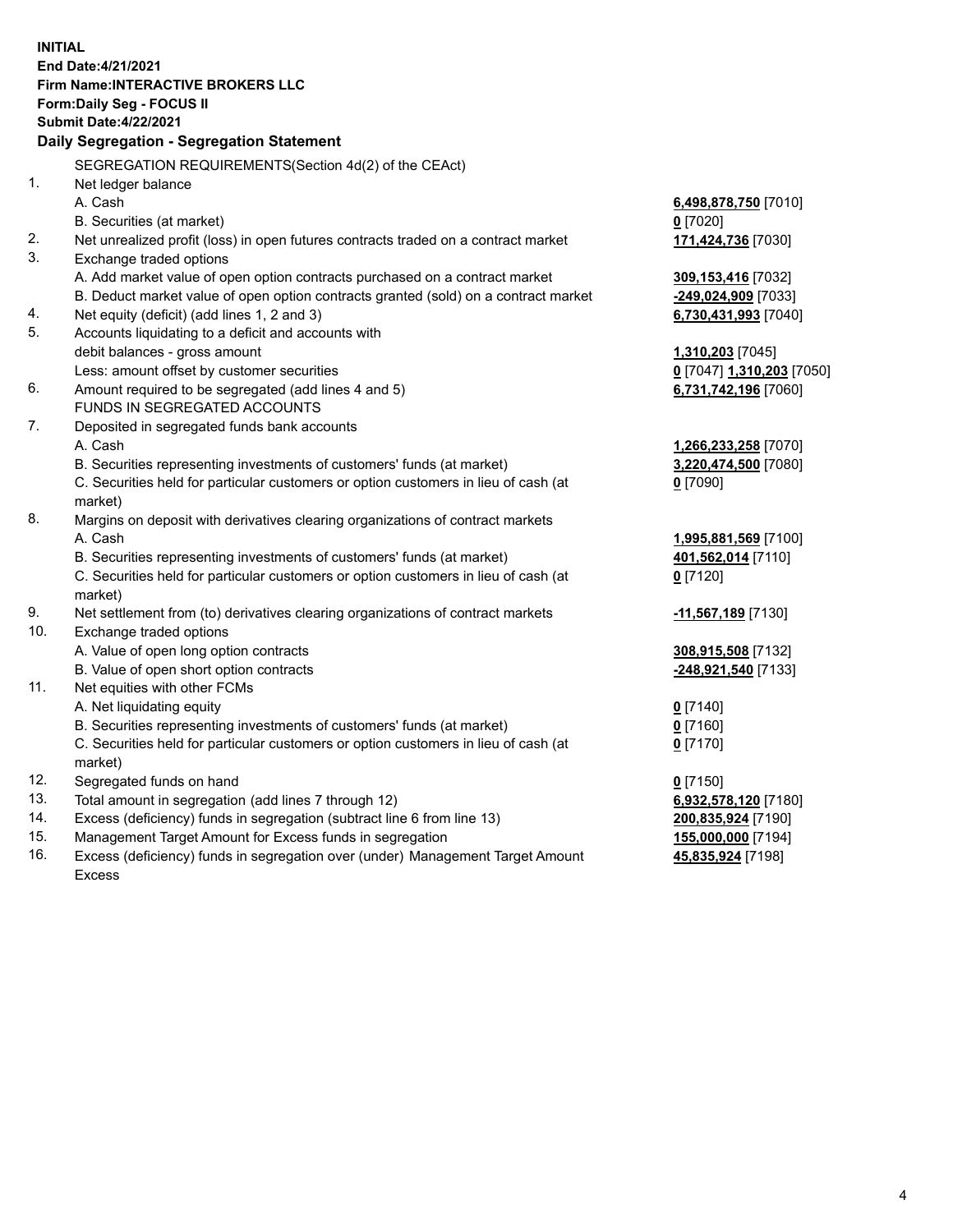**INITIAL**
**End Date:4/21/2021**
**Firm Name:INTERACTIVE BROKERS LLC**
**Form:Daily Seg - FOCUS II**
**Submit Date:4/22/2021**

### Daily Segregation - Segregation Statement

| | | |
|---|---|---|
| | SEGREGATION REQUIREMENTS(Section 4d(2) of the CEAct) | |
| 1. | Net ledger balance | |
| | A. Cash | **6,498,878,750** [7010] |
| | B. Securities (at market) | **0** [7020] |
| 2. | Net unrealized profit (loss) in open futures contracts traded on a contract market | **171,424,736** [7030] |
| 3. | Exchange traded options | |
| | A. Add market value of open option contracts purchased on a contract market | **309,153,416** [7032] |
| | B. Deduct market value of open option contracts granted (sold) on a contract market | **-249,024,909** [7033] |
| 4. | Net equity (deficit) (add lines 1, 2 and 3) | **6,730,431,993** [7040] |
| 5. | Accounts liquidating to a deficit and accounts with debit balances - gross amount | **1,310,203** [7045] |
| | Less: amount offset by customer securities | **0** [7047] **1,310,203** [7050] |
| 6. | Amount required to be segregated (add lines 4 and 5) | **6,731,742,196** [7060] |
| | FUNDS IN SEGREGATED ACCOUNTS | |
| 7. | Deposited in segregated funds bank accounts | |
| | A. Cash | **1,266,233,258** [7070] |
| | B. Securities representing investments of customers' funds (at market) | **3,220,474,500** [7080] |
| | C. Securities held for particular customers or option customers in lieu of cash (at market) | **0** [7090] |
| 8. | Margins on deposit with derivatives clearing organizations of contract markets | |
| | A. Cash | **1,995,881,569** [7100] |
| | B. Securities representing investments of customers' funds (at market) | **401,562,014** [7110] |
| | C. Securities held for particular customers or option customers in lieu of cash (at market) | **0** [7120] |
| 9. | Net settlement from (to) derivatives clearing organizations of contract markets | **-11,567,189** [7130] |
| 10. | Exchange traded options | |
| | A. Value of open long option contracts | **308,915,508** [7132] |
| | B. Value of open short option contracts | **-248,921,540** [7133] |
| 11. | Net equities with other FCMs | |
| | A. Net liquidating equity | **0** [7140] |
| | B. Securities representing investments of customers' funds (at market) | **0** [7160] |
| | C. Securities held for particular customers or option customers in lieu of cash (at market) | **0** [7170] |
| 12. | Segregated funds on hand | **0** [7150] |
| 13. | Total amount in segregation (add lines 7 through 12) | **6,932,578,120** [7180] |
| 14. | Excess (deficiency) funds in segregation (subtract line 6 from line 13) | **200,835,924** [7190] |
| 15. | Management Target Amount for Excess funds in segregation | **155,000,000** [7194] |
| 16. | Excess (deficiency) funds in segregation over (under) Management Target Amount Excess | **45,835,924** [7198] |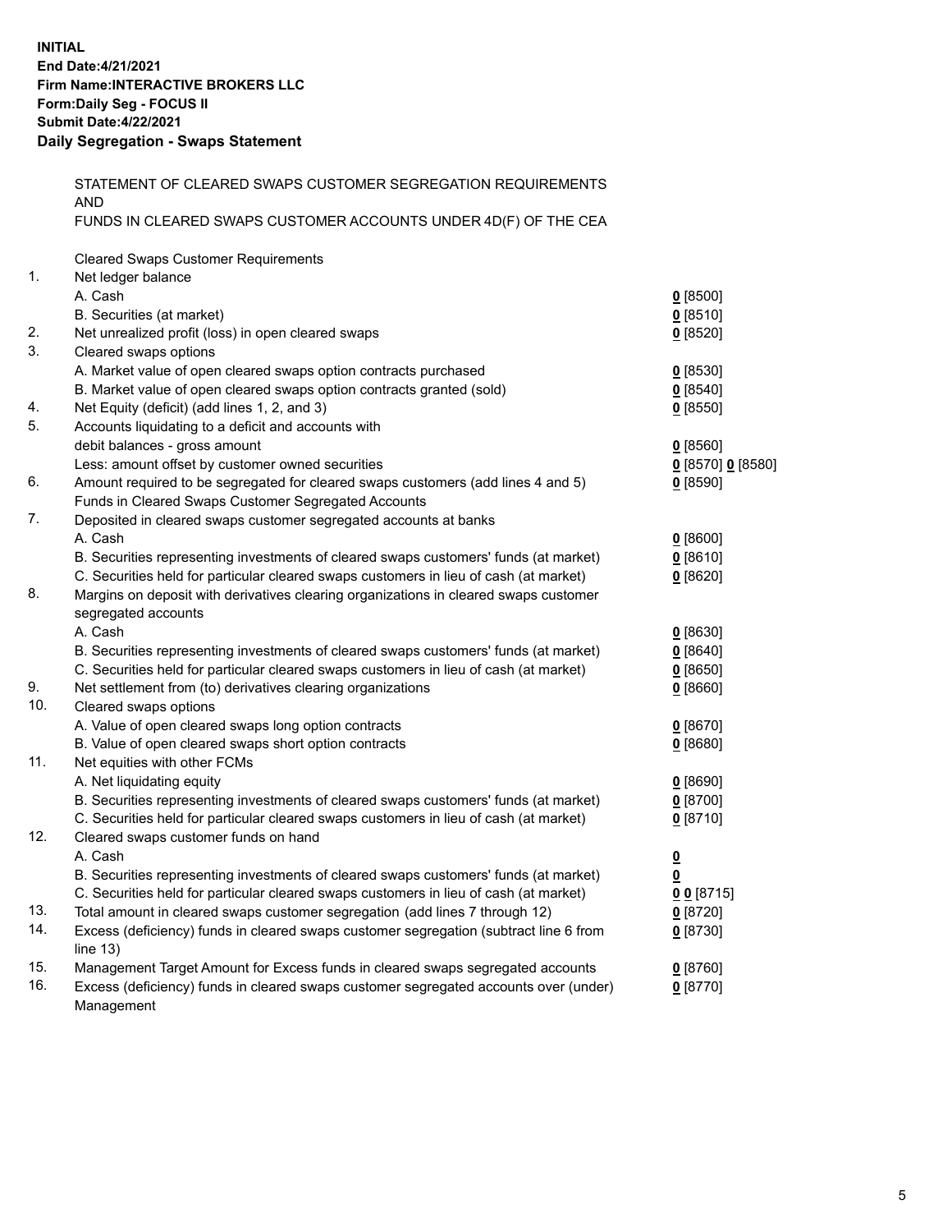**INITIAL**
**End Date:4/21/2021**
**Firm Name:INTERACTIVE BROKERS LLC**
**Form:Daily Seg - FOCUS II**
**Submit Date:4/22/2021**
**Daily Segregation - Swaps Statement**

STATEMENT OF CLEARED SWAPS CUSTOMER SEGREGATION REQUIREMENTS AND FUNDS IN CLEARED SWAPS CUSTOMER ACCOUNTS UNDER 4D(F) OF THE CEA

| | | |
|---|---|---|
| | Cleared Swaps Customer Requirements | |
| 1. | Net ledger balance | |
| | A. Cash | 0 [8500] |
| | B. Securities (at market) | 0 [8510] |
| 2. | Net unrealized profit (loss) in open cleared swaps | 0 [8520] |
| 3. | Cleared swaps options | |
| | A. Market value of open cleared swaps option contracts purchased | 0 [8530] |
| | B. Market value of open cleared swaps option contracts granted (sold) | 0 [8540] |
| 4. | Net Equity (deficit) (add lines 1, 2, and 3) | 0 [8550] |
| 5. | Accounts liquidating to a deficit and accounts with debit balances - gross amount | 0 [8560] |
| | Less: amount offset by customer owned securities | 0 [8570] 0 [8580] |
| 6. | Amount required to be segregated for cleared swaps customers (add lines 4 and 5) | 0 [8590] |
| | Funds in Cleared Swaps Customer Segregated Accounts | |
| 7. | Deposited in cleared swaps customer segregated accounts at banks | |
| | A. Cash | 0 [8600] |
| | B. Securities representing investments of cleared swaps customers' funds (at market) | 0 [8610] |
| | C. Securities held for particular cleared swaps customers in lieu of cash (at market) | 0 [8620] |
| 8. | Margins on deposit with derivatives clearing organizations in cleared swaps customer segregated accounts | |
| | A. Cash | 0 [8630] |
| | B. Securities representing investments of cleared swaps customers' funds (at market) | 0 [8640] |
| | C. Securities held for particular cleared swaps customers in lieu of cash (at market) | 0 [8650] |
| 9. | Net settlement from (to) derivatives clearing organizations | 0 [8660] |
| 10. | Cleared swaps options | |
| | A. Value of open cleared swaps long option contracts | 0 [8670] |
| | B. Value of open cleared swaps short option contracts | 0 [8680] |
| 11. | Net equities with other FCMs | |
| | A. Net liquidating equity | 0 [8690] |
| | B. Securities representing investments of cleared swaps customers' funds (at market) | 0 [8700] |
| | C. Securities held for particular cleared swaps customers in lieu of cash (at market) | 0 [8710] |
| 12. | Cleared swaps customer funds on hand | |
| | A. Cash | 0 |
| | B. Securities representing investments of cleared swaps customers' funds (at market) | 0 |
| | C. Securities held for particular cleared swaps customers in lieu of cash (at market) | 0 0 [8715] |
| 13. | Total amount in cleared swaps customer segregation (add lines 7 through 12) | 0 [8720] |
| 14. | Excess (deficiency) funds in cleared swaps customer segregation (subtract line 6 from line 13) | 0 [8730] |
| 15. | Management Target Amount for Excess funds in cleared swaps segregated accounts | 0 [8760] |
| 16. | Excess (deficiency) funds in cleared swaps customer segregated accounts over (under) Management | 0 [8770] |